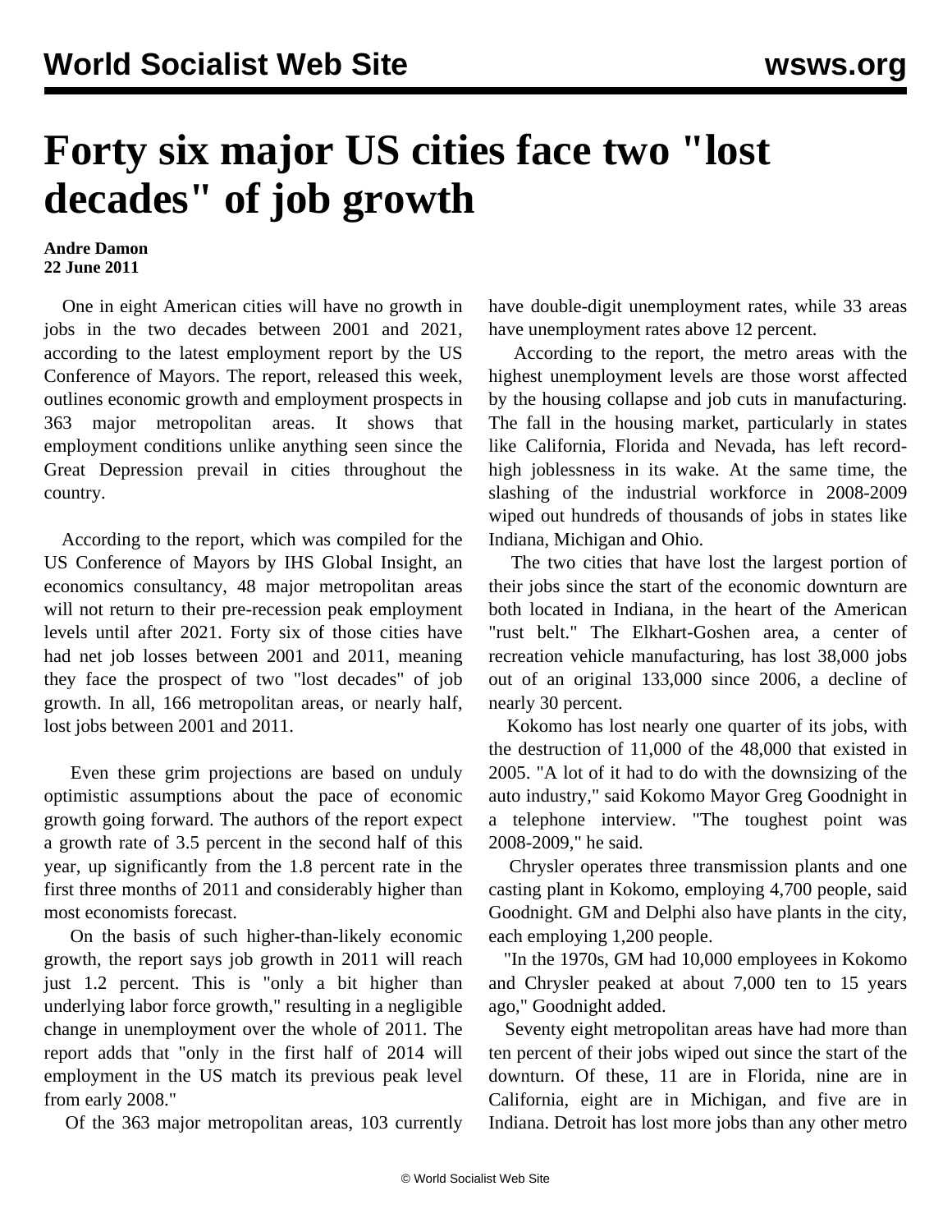# Forty six major US cities face two "lost decades" of job growth

**Andre Damon**
**22 June 2011**

One in eight American cities will have no growth in jobs in the two decades between 2001 and 2021, according to the latest employment report by the US Conference of Mayors. The report, released this week, outlines economic growth and employment prospects in 363 major metropolitan areas. It shows that employment conditions unlike anything seen since the Great Depression prevail in cities throughout the country.

According to the report, which was compiled for the US Conference of Mayors by IHS Global Insight, an economics consultancy, 48 major metropolitan areas will not return to their pre-recession peak employment levels until after 2021. Forty six of those cities have had net job losses between 2001 and 2011, meaning they face the prospect of two "lost decades" of job growth. In all, 166 metropolitan areas, or nearly half, lost jobs between 2001 and 2011.

Even these grim projections are based on unduly optimistic assumptions about the pace of economic growth going forward. The authors of the report expect a growth rate of 3.5 percent in the second half of this year, up significantly from the 1.8 percent rate in the first three months of 2011 and considerably higher than most economists forecast.

On the basis of such higher-than-likely economic growth, the report says job growth in 2011 will reach just 1.2 percent. This is "only a bit higher than underlying labor force growth," resulting in a negligible change in unemployment over the whole of 2011. The report adds that "only in the first half of 2014 will employment in the US match its previous peak level from early 2008."

Of the 363 major metropolitan areas, 103 currently have double-digit unemployment rates, while 33 areas have unemployment rates above 12 percent.

According to the report, the metro areas with the highest unemployment levels are those worst affected by the housing collapse and job cuts in manufacturing. The fall in the housing market, particularly in states like California, Florida and Nevada, has left record-high joblessness in its wake. At the same time, the slashing of the industrial workforce in 2008-2009 wiped out hundreds of thousands of jobs in states like Indiana, Michigan and Ohio.

The two cities that have lost the largest portion of their jobs since the start of the economic downturn are both located in Indiana, in the heart of the American "rust belt." The Elkhart-Goshen area, a center of recreation vehicle manufacturing, has lost 38,000 jobs out of an original 133,000 since 2006, a decline of nearly 30 percent.

Kokomo has lost nearly one quarter of its jobs, with the destruction of 11,000 of the 48,000 that existed in 2005. "A lot of it had to do with the downsizing of the auto industry," said Kokomo Mayor Greg Goodnight in a telephone interview. "The toughest point was 2008-2009," he said.

Chrysler operates three transmission plants and one casting plant in Kokomo, employing 4,700 people, said Goodnight. GM and Delphi also have plants in the city, each employing 1,200 people.

"In the 1970s, GM had 10,000 employees in Kokomo and Chrysler peaked at about 7,000 ten to 15 years ago," Goodnight added.

Seventy eight metropolitan areas have had more than ten percent of their jobs wiped out since the start of the downturn. Of these, 11 are in Florida, nine are in California, eight are in Michigan, and five are in Indiana. Detroit has lost more jobs than any other metro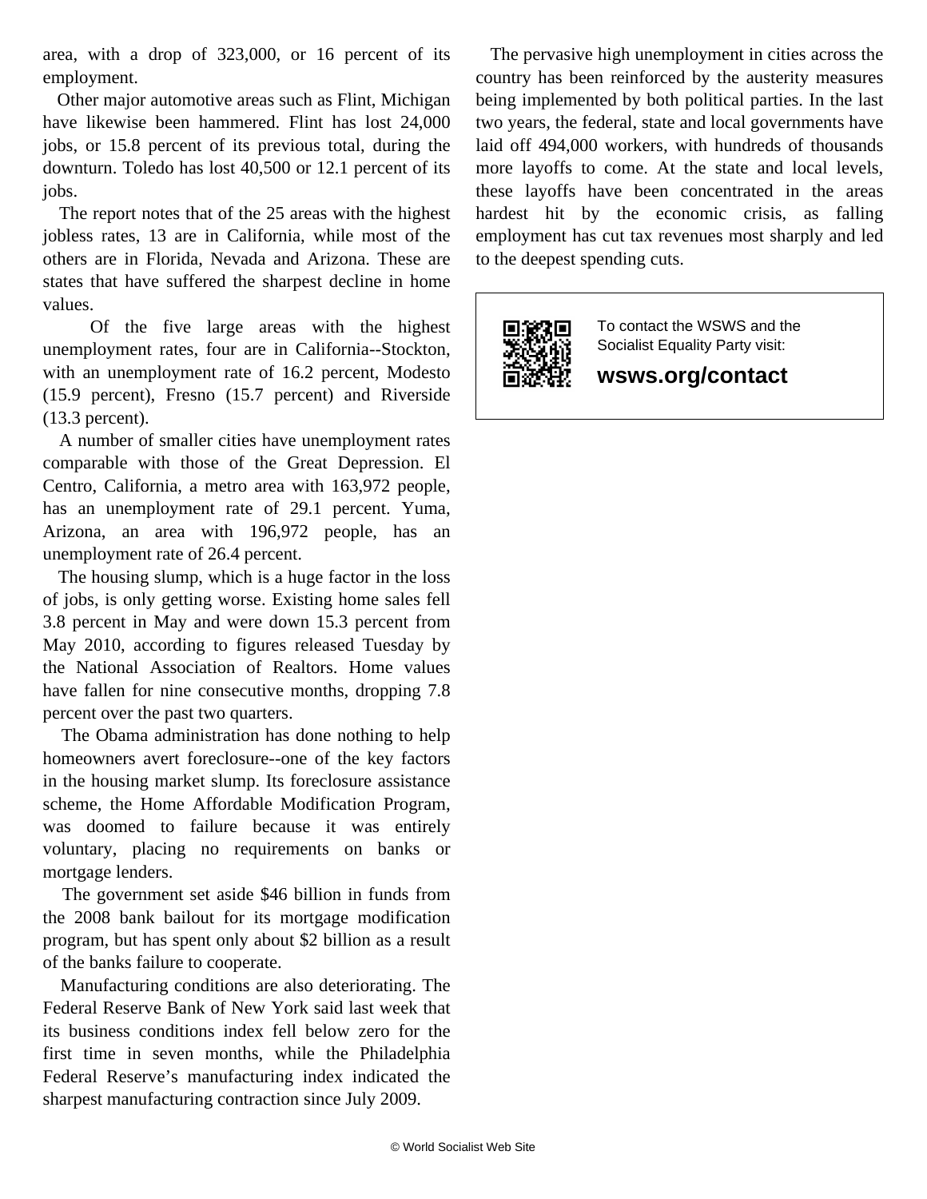area, with a drop of 323,000, or 16 percent of its employment.

Other major automotive areas such as Flint, Michigan have likewise been hammered. Flint has lost 24,000 jobs, or 15.8 percent of its previous total, during the downturn. Toledo has lost 40,500 or 12.1 percent of its jobs.

The report notes that of the 25 areas with the highest jobless rates, 13 are in California, while most of the others are in Florida, Nevada and Arizona. These are states that have suffered the sharpest decline in home values.

Of the five large areas with the highest unemployment rates, four are in California--Stockton, with an unemployment rate of 16.2 percent, Modesto (15.9 percent), Fresno (15.7 percent) and Riverside (13.3 percent).

A number of smaller cities have unemployment rates comparable with those of the Great Depression. El Centro, California, a metro area with 163,972 people, has an unemployment rate of 29.1 percent. Yuma, Arizona, an area with 196,972 people, has an unemployment rate of 26.4 percent.

The housing slump, which is a huge factor in the loss of jobs, is only getting worse. Existing home sales fell 3.8 percent in May and were down 15.3 percent from May 2010, according to figures released Tuesday by the National Association of Realtors. Home values have fallen for nine consecutive months, dropping 7.8 percent over the past two quarters.

The Obama administration has done nothing to help homeowners avert foreclosure--one of the key factors in the housing market slump. Its foreclosure assistance scheme, the Home Affordable Modification Program, was doomed to failure because it was entirely voluntary, placing no requirements on banks or mortgage lenders.

The government set aside $46 billion in funds from the 2008 bank bailout for its mortgage modification program, but has spent only about $2 billion as a result of the banks failure to cooperate.

Manufacturing conditions are also deteriorating. The Federal Reserve Bank of New York said last week that its business conditions index fell below zero for the first time in seven months, while the Philadelphia Federal Reserve's manufacturing index indicated the sharpest manufacturing contraction since July 2009.

The pervasive high unemployment in cities across the country has been reinforced by the austerity measures being implemented by both political parties. In the last two years, the federal, state and local governments have laid off 494,000 workers, with hundreds of thousands more layoffs to come. At the state and local levels, these layoffs have been concentrated in the areas hardest hit by the economic crisis, as falling employment has cut tax revenues most sharply and led to the deepest spending cuts.

To contact the WSWS and the Socialist Equality Party visit:

**wsws.org/contact**